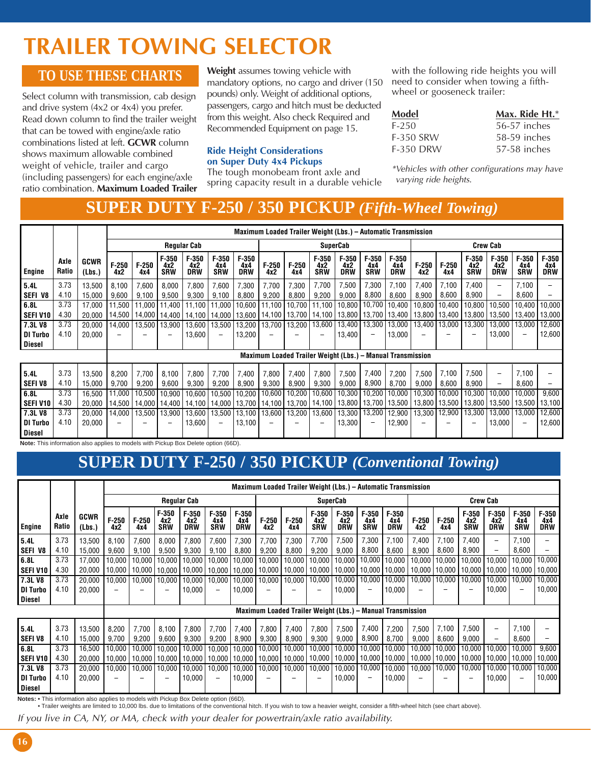# TRAILER TOWING SELECTOR

## TO USE THESE CHARTS

Select column with transmission, cab design and drive system (4x2 or 4x4) you prefer. Read down column to find the trailer weight that can be towed with engine/axle ratio combinations listed at left. **GCWR** column shows maximum allowable combined weight of vehicle, trailer and cargo (including passengers) for each engine/axle ratio combination. **Maximum Loaded Trailer Weight** assumes towing vehicle with mandatory options, no cargo and driver (150 pounds) only. Weight of additional options, passengers, cargo and hitch must be deducted from this weight. Also check Required and Recommended Equipment on page 15.

### Ride Height Considerations on Super Duty 4x4 Pickups

The tough monobeam front axle and spring capacity result in a durable vehicle with the following ride heights you will need to consider when towing a fifth-wheel or gooseneck trailer:

| Model | Max. Ride Ht.* |
|---|---|
| F-250 | 56-57 inches |
| F-350 SRW | 58-59 inches |
| F-350 DRW | 57-58 inches |

*Vehicles with other configurations may have varying ride heights.*

## SUPER DUTY F-250 / 350 PICKUP *(Fifth-Wheel Towing)*

| | | | Maximum Loaded Trailer Weight (Lbs.) – Automatic Transmission | | | | | | | | | | | | | | | | | |
|---|---|---|---|---|---|---|---|---|---|---|---|---|---|---|---|---|---|---|---|---|
| | | | Regular Cab | | | | | | SuperCab | | | | | | Crew Cab | | | | | |
| Engine | Axle Ratio | GCWR (Lbs.) | F-250 4x2 | F-250 4x4 | F-350 4x2 SRW | F-350 4x2 DRW | F-350 4x4 SRW | F-350 4x4 DRW | F-250 4x2 | F-250 4x4 | F-350 4x2 SRW | F-350 4x2 DRW | F-350 4x4 SRW | F-350 4x4 DRW | F-250 4x2 | F-250 4x4 | F-350 4x2 SRW | F-350 4x2 DRW | F-350 4x4 SRW | F-350 4x4 DRW |
| 5.4L SEFI V8 | 3.73 | 13,500 | 8,100 | 7,600 | 8,000 | 7,800 | 7,600 | 7,300 | 7,700 | 7,300 | 7,700 | 7,500 | 7,300 | 7,100 | 7,400 | 7,100 | 7,400 | – | 7,100 | – |
| | 4.10 | 15,000 | 9,600 | 9,100 | 9,500 | 9,300 | 9,100 | 8,800 | 9,200 | 8,800 | 9,200 | 9,000 | 8,800 | 8,600 | 8,900 | 8,600 | 8,900 | – | 8,600 | – |
| 6.8L SEFI V10 | 3.73 | 17,000 | 11,500 | 11,000 | 11,400 | 11,100 | 11,000 | 10,600 | 11,100 | 10,700 | 11,100 | 10,800 | 10,700 | 10,400 | 10,800 | 10,400 | 10,800 | 10,500 | 10,400 | 10,000 |
| | 4.30 | 20,000 | 14,500 | 14,000 | 14,400 | 14,100 | 14,000 | 13,600 | 14,100 | 13,700 | 14,100 | 13,800 | 13,700 | 13,400 | 13,800 | 13,400 | 13,800 | 13,500 | 13,400 | 13,000 |
| 7.3L V8 DI Turbo Diesel | 3.73 | 20,000 | 14,000 | 13,500 | 13,900 | 13,600 | 13,500 | 13,200 | 13,700 | 13,200 | 13,600 | 13,400 | 13,300 | 13,000 | 13,400 | 13,000 | 13,300 | 13,000 | 13,000 | 12,600 |
| | 4.10 | 20,000 | – | – | – | 13,600 | – | 13,200 | – | – | – | 13,400 | – | 13,000 | – | – | – | 13,000 | – | 12,600 |
| | | | **Maximum Loaded Trailer Weight (Lbs.) – Manual Transmission** | | | | | | | | | | | | | | | | | |
| 5.4L SEFI V8 | 3.73 | 13,500 | 8,200 | 7,700 | 8,100 | 7,800 | 7,700 | 7,400 | 7,800 | 7,400 | 7,800 | 7,500 | 7,400 | 7,200 | 7,500 | 7,100 | 7,500 | – | 7,100 | – |
| | 4.10 | 15,000 | 9,700 | 9,200 | 9,600 | 9,300 | 9,200 | 8,900 | 9,300 | 8,900 | 9,300 | 9,000 | 8,900 | 8,700 | 9,000 | 8,600 | 8,900 | – | 8,600 | – |
| 6.8L SEFI V10 | 3.73 | 16,500 | 11,000 | 10,500 | 10,900 | 10,600 | 10,500 | 10,200 | 10,600 | 10,200 | 10,600 | 10,300 | 10,200 | 10,000 | 10,300 | 10,000 | 10,300 | 10,000 | 10,000 | 9,600 |
| | 4.30 | 20,000 | 14,500 | 14,000 | 14,400 | 14,100 | 14,000 | 13,700 | 14,100 | 13,700 | 14,100 | 13,800 | 13,700 | 13,500 | 13,800 | 13,500 | 13,800 | 13,500 | 13,500 | 13,100 |
| 7.3L V8 DI Turbo Diesel | 3.73 | 20,000 | 14,000 | 13,500 | 13,900 | 13,600 | 13,500 | 13,100 | 13,600 | 13,200 | 13,600 | 13,300 | 13,200 | 12,900 | 13,300 | 12,900 | 13,300 | 13,000 | 13,000 | 12,600 |
| | 4.10 | 20,000 | – | – | – | 13,600 | – | 13,100 | – | – | – | 13,300 | – | 12,900 | – | – | – | 13,000 | – | 12,600 |

**Note:** This information also applies to models with Pickup Box Delete option (66D).

## SUPER DUTY F-250 / 350 PICKUP *(Conventional Towing)*

| | | | Maximum Loaded Trailer Weight (Lbs.) – Automatic Transmission | | | | | | | | | | | | | | | | | |
|---|---|---|---|---|---|---|---|---|---|---|---|---|---|---|---|---|---|---|---|---|
| | | | Regular Cab | | | | | | SuperCab | | | | | | Crew Cab | | | | | |
| Engine | Axle Ratio | GCWR (Lbs.) | F-250 4x2 | F-250 4x4 | F-350 4x2 SRW | F-350 4x2 DRW | F-350 4x4 SRW | F-350 4x4 DRW | F-250 4x2 | F-250 4x4 | F-350 4x2 SRW | F-350 4x2 DRW | F-350 4x4 SRW | F-350 4x4 DRW | F-250 4x2 | F-250 4x4 | F-350 4x2 SRW | F-350 4x2 DRW | F-350 4x4 SRW | F-350 4x4 DRW |
| 5.4L SEFI V8 | 3.73 | 13,500 | 8,100 | 7,600 | 8,000 | 7,800 | 7,600 | 7,300 | 7,700 | 7,300 | 7,700 | 7,500 | 7,300 | 7,100 | 7,400 | 7,100 | 7,400 | – | 7,100 | – |
| | 4.10 | 15,000 | 9,600 | 9,100 | 9,500 | 9,300 | 9,100 | 8,800 | 9,200 | 8,800 | 9,200 | 9,000 | 8,800 | 8,600 | 8,900 | 8,600 | 8,900 | – | 8,600 | – |
| 6.8L SEFI V10 | 3.73 | 17,000 | 10,000 | 10,000 | 10,000 | 10,000 | 10,000 | 10,000 | 10,000 | 10,000 | 10,000 | 10,000 | 10,000 | 10,000 | 10,000 | 10,000 | 10,000 | 10,000 | 10,000 | 10,000 |
| | 4.30 | 20,000 | 10,000 | 10,000 | 10,000 | 10,000 | 10,000 | 10,000 | 10,000 | 10,000 | 10,000 | 10,000 | 10,000 | 10,000 | 10,000 | 10,000 | 10,000 | 10,000 | 10,000 | 10,000 |
| 7.3L V8 DI Turbo Diesel | 3.73 | 20,000 | 10,000 | 10,000 | 10,000 | 10,000 | 10,000 | 10,000 | 10,000 | 10,000 | 10,000 | 10,000 | 10,000 | 10,000 | 10,000 | 10,000 | 10,000 | 10,000 | 10,000 | 10,000 |
| | 4.10 | 20,000 | – | – | – | 10,000 | – | 10,000 | – | – | – | 10,000 | – | 10,000 | – | – | – | 10,000 | – | 10,000 |
| | | | **Maximum Loaded Trailer Weight (Lbs.) – Manual Transmission** | | | | | | | | | | | | | | | | | |
| 5.4L SEFI V8 | 3.73 | 13,500 | 8,200 | 7,700 | 8,100 | 7,800 | 7,700 | 7,400 | 7,800 | 7,400 | 7,800 | 7,500 | 7,400 | 7,200 | 7,500 | 7,100 | 7,500 | – | 7,100 | – |
| | 4.10 | 15,000 | 9,700 | 9,200 | 9,600 | 9,300 | 9,200 | 8,900 | 9,300 | 8,900 | 9,300 | 9,000 | 8,900 | 8,700 | 9,000 | 8,600 | 9,000 | – | 8,600 | – |
| 6.8L SEFI V10 | 3.73 | 16,500 | 10,000 | 10,000 | 10,000 | 10,000 | 10,000 | 10,000 | 10,000 | 10,000 | 10,000 | 10,000 | 10,000 | 10,000 | 10,000 | 10,000 | 10,000 | 10,000 | 10,000 | 9,600 |
| | 4.30 | 20,000 | 10,000 | 10,000 | 10,000 | 10,000 | 10,000 | 10,000 | 10,000 | 10,000 | 10,000 | 10,000 | 10,000 | 10,000 | 10,000 | 10,000 | 10,000 | 10,000 | 10,000 | 10,000 |
| 7.3L V8 DI Turbo Diesel | 3.73 | 20,000 | 10,000 | 10,000 | 10,000 | 10,000 | 10,000 | 10,000 | 10,000 | 10,000 | 10,000 | 10,000 | 10,000 | 10,000 | 10,000 | 10,000 | 10,000 | 10,000 | 10,000 | 10,000 |
| | 4.10 | 20,000 | – | – | – | 10,000 | – | 10,000 | – | – | – | 10,000 | – | 10,000 | – | – | – | 10,000 | – | 10,000 |

**Notes:**
- This information also applies to models with Pickup Box Delete option (66D).
- Trailer weights are limited to 10,000 lbs. due to limitations of the conventional hitch. If you wish to tow a heavier weight, consider a fifth-wheel hitch (see chart above).

*If you live in CA, NY, or MA, check with your dealer for powertrain/axle ratio availability.*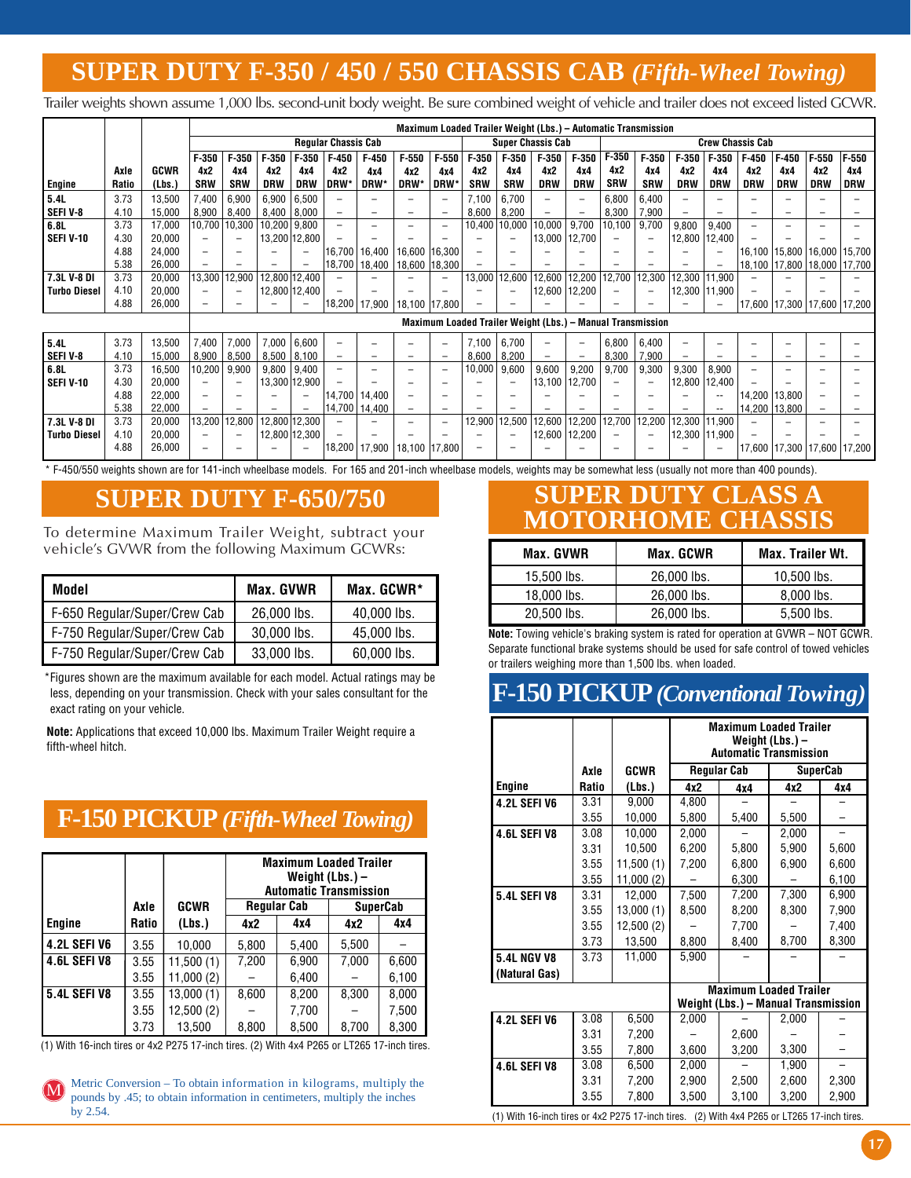# SUPER DUTY F-350 / 450 / 550 CHASSIS CAB *(Fifth-Wheel Towing)*

Trailer weights shown assume 1,000 lbs. second-unit body weight. Be sure combined weight of vehicle and trailer does not exceed listed GCWR.

| | | | Maximum Loaded Trailer Weight (Lbs.) – Automatic Transmission | | | | | | | | | | | | | | | | | | | | | |
|---|---|---|---|---|---|---|---|---|---|---|---|---|---|---|---|---|---|---|---|---|---|---|---|---|
| | | | Regular Chassis Cab | | | | | | | | Super Chassis Cab | | | | Crew Chassis Cab | | | | | | | | | |
| Engine | Axle Ratio | GCWR (Lbs.) | F-350 4x2 SRW | F-350 4x4 SRW | F-350 4x2 DRW | F-350 4x4 DRW | F-450 4x2 DRW* | F-450 4x4 DRW* | F-550 4x2 DRW* | F-550 4x4 DRW* | F-350 4x2 SRW | F-350 4x4 SRW | F-350 4x2 DRW | F-350 4x4 DRW | F-350 4x2 SRW | F-350 4x4 SRW | F-350 4x2 DRW | F-350 4x4 DRW | F-450 4x2 DRW | F-450 4x4 DRW | F-550 4x2 DRW | F-550 4x4 DRW | | |
| 5.4L SEFI V-8 | 3.73 | 13,500 | 7,400 | 6,900 | 6,900 | 6,500 | – | – | – | – | 7,100 | 6,700 | – | – | 6,800 | 6,400 | – | – | – | – | – | – | | |
| | 4.10 | 15,000 | 8,900 | 8,400 | 8,400 | 8,000 | – | – | – | – | 8,600 | 8,200 | – | – | 8,300 | 7,900 | – | – | – | – | – | – | | |
| 6.8L SEFI V-10 | 3.73 | 17,000 | 10,700 | 10,300 | 10,200 | 9,800 | – | – | – | – | 10,400 | 10,000 | 10,000 | 9,700 | 10,100 | 9,700 | 9,800 | 9,400 | – | – | – | – | | |
| | 4.30 | 20,000 | – | – | 13,200 | 12,800 | – | – | – | – | – | – | 13,000 | 12,700 | – | – | 12,800 | 12,400 | – | – | – | – | | |
| | 4.88 | 24,000 | – | – | – | – | 16,700 | 16,400 | 16,600 | 16,300 | – | – | – | – | – | – | – | – | 16,100 | 15,800 | 16,000 | 15,700 | | |
| | 5.38 | 26,000 | – | – | – | – | 18,700 | 18,400 | 18,600 | 18,300 | – | – | – | – | – | – | – | – | 18,100 | 17,800 | 18,000 | 17,700 | | |
| 7.3L V-8 DI Turbo Diesel | 3.73 | 20,000 | 13,300 | 12,900 | 12,800 | 12,400 | – | – | – | – | 13,000 | 12,600 | 12,600 | 12,200 | 12,700 | 12,300 | 12,300 | 11,900 | – | – | – | – | | |
| | 4.10 | 20,000 | – | – | 12,800 | 12,400 | – | – | – | – | – | – | 12,600 | 12,200 | – | – | 12,300 | 11,900 | – | – | – | – | | |
| | 4.88 | 26,000 | – | – | – | – | 18,200 | 17,900 | 18,100 | 17,800 | – | – | – | – | – | – | – | – | 17,600 | 17,300 | 17,600 | 17,200 | | |
| | | | Maximum Loaded Trailer Weight (Lbs.) – Manual Transmission | | | | | | | | | | | | | | | | | | | | | |
| 5.4L SEFI V-8 | 3.73 | 13,500 | 7,400 | 7,000 | 7,000 | 6,600 | – | – | – | – | 7,100 | 6,700 | – | – | 6,800 | 6,400 | – | – | – | – | – | – | | |
| | 4.10 | 15,000 | 8,900 | 8,500 | 8,500 | 8,100 | – | – | – | – | 8,600 | 8,200 | – | – | 8,300 | 7,900 | – | – | – | – | – | – | | |
| 6.8L SEFI V-10 | 3.73 | 16,500 | 10,200 | 9,900 | 9,800 | 9,400 | – | – | – | – | 10,000 | 9,600 | 9,600 | 9,200 | 9,700 | 9,300 | 9,300 | 8,900 | – | – | – | – | | |
| | 4.30 | 20,000 | – | – | 13,300 | 12,900 | – | – | – | – | – | – | 13,100 | 12,700 | – | – | 12,800 | 12,400 | – | – | – | – | | |
| | 4.88 | 22,000 | – | – | – | – | 14,700 | 14,400 | – | – | – | – | – | – | – | – | – | -- | 14,200 | 13,800 | – | – | | |
| | 5.38 | 22,000 | – | – | – | – | 14,700 | 14,400 | – | – | – | – | – | – | – | – | – | -- | 14,200 | 13,800 | – | – | | |
| 7.3L V-8 DI Turbo Diesel | 3.73 | 20,000 | 13,200 | 12,800 | 12,800 | 12,300 | – | – | – | – | 12,900 | 12,500 | 12,600 | 12,200 | 12,700 | 12,200 | 12,300 | 11,900 | – | – | – | – | | |
| | 4.10 | 20,000 | – | – | 12,800 | 12,300 | – | – | – | – | – | – | 12,600 | 12,200 | – | – | 12,300 | 11,900 | – | – | – | – | | |
| | 4.88 | 26,000 | – | – | – | – | 18,200 | 17,900 | 18,100 | 17,800 | – | – | – | – | – | – | – | – | 17,600 | 17,300 | 17,600 | 17,200 | | |

\* F-450/550 weights shown are for 141-inch wheelbase models. For 165 and 201-inch wheelbase models, weights may be somewhat less (usually not more than 400 pounds).

# SUPER DUTY F-650/750

To determine Maximum Trailer Weight, subtract your vehicle's GVWR from the following Maximum GCWRs:

| Model | Max. GVWR | Max. GCWR* |
|---|---|---|
| F-650 Regular/Super/Crew Cab | 26,000 lbs. | 40,000 lbs. |
| F-750 Regular/Super/Crew Cab | 30,000 lbs. | 45,000 lbs. |
| F-750 Regular/Super/Crew Cab | 33,000 lbs. | 60,000 lbs. |

*Figures shown are the maximum available for each model. Actual ratings may be less, depending on your transmission. Check with your sales consultant for the exact rating on your vehicle.

**Note:** Applications that exceed 10,000 lbs. Maximum Trailer Weight require a fifth-wheel hitch.

# F-150 PICKUP *(Fifth-Wheel Towing)*

| | | | Maximum Loaded Trailer Weight (Lbs.) – Automatic Transmission | | | |
|---|---|---|---|---|---|---|
| | | | Regular Cab | | SuperCab | |
| Engine | Axle Ratio | GCWR (Lbs.) | 4x2 | 4x4 | 4x2 | 4x4 |
| 4.2L SEFI V6 | 3.55 | 10,000 | 5,800 | 5,400 | 5,500 | – |
| 4.6L SEFI V8 | 3.55 | 11,500 (1) | 7,200 | 6,900 | 7,000 | 6,600 |
| | 3.55 | 11,000 (2) | – | 6,400 | – | 6,100 |
| 5.4L SEFI V8 | 3.55 | 13,000 (1) | 8,600 | 8,200 | 8,300 | 8,000 |
| | 3.55 | 12,500 (2) | – | 7,700 | – | 7,500 |
| | 3.73 | 13,500 | 8,800 | 8,500 | 8,700 | 8,300 |

(1) With 16-inch tires or 4x2 P275 17-inch tires. (2) With 4x4 P265 or LT265 17-inch tires.

Metric Conversion – To obtain information in kilograms, multiply the pounds by .45; to obtain information in centimeters, multiply the inches by 2.54.

# SUPER DUTY CLASS A MOTORHOME CHASSIS

| Max. GVWR | Max. GCWR | Max. Trailer Wt. |
|---|---|---|
| 15,500 lbs. | 26,000 lbs. | 10,500 lbs. |
| 18,000 lbs. | 26,000 lbs. | 8,000 lbs. |
| 20,500 lbs. | 26,000 lbs. | 5,500 lbs. |

**Note:** Towing vehicle's braking system is rated for operation at GVWR – NOT GCWR. Separate functional brake systems should be used for safe control of towed vehicles or trailers weighing more than 1,500 lbs. when loaded.

# F-150 PICKUP *(Conventional Towing)*

| | | | Maximum Loaded Trailer Weight (Lbs.) – Automatic Transmission | | | |
|---|---|---|---|---|---|---|
| | | | Regular Cab | | SuperCab | |
| Engine | Axle Ratio | GCWR (Lbs.) | 4x2 | 4x4 | 4x2 | 4x4 |
| 4.2L SEFI V6 | 3.31 | 9,000 | 4,800 | – | – | – |
| | 3.55 | 10,000 | 5,800 | 5,400 | 5,500 | – |
| 4.6L SEFI V8 | 3.08 | 10,000 | 2,000 | – | 2,000 | – |
| | 3.31 | 10,500 | 6,200 | 5,800 | 5,900 | 5,600 |
| | 3.55 | 11,500 (1) | 7,200 | 6,800 | 6,900 | 6,600 |
| | 3.55 | 11,000 (2) | – | 6,300 | – | 6,100 |
| 5.4L SEFI V8 | 3.31 | 12,000 | 7,500 | 7,200 | 7,300 | 6,900 |
| | 3.55 | 13,000 (1) | 8,500 | 8,200 | 8,300 | 7,900 |
| | 3.55 | 12,500 (2) | – | 7,700 | – | 7,400 |
| | 3.73 | 13,500 | 8,800 | 8,400 | 8,700 | 8,300 |
| 5.4L NGV V8 (Natural Gas) | 3.73 | 11,000 | 5,900 | – | – | – |
| | | | Maximum Loaded Trailer Weight (Lbs.) – Manual Transmission | | | |
| 4.2L SEFI V6 | 3.08 | 6,500 | 2,000 | – | 2,000 | – |
| | 3.31 | 7,200 | – | 2,600 | – | – |
| | 3.55 | 7,800 | 3,600 | 3,200 | 3,300 | – |
| 4.6L SEFI V8 | 3.08 | 6,500 | 2,000 | – | 1,900 | – |
| | 3.31 | 7,200 | 2,900 | 2,500 | 2,600 | 2,300 |
| | 3.55 | 7,800 | 3,500 | 3,100 | 3,200 | 2,900 |

(1) With 16-inch tires or 4x2 P275 17-inch tires. (2) With 4x4 P265 or LT265 17-inch tires.